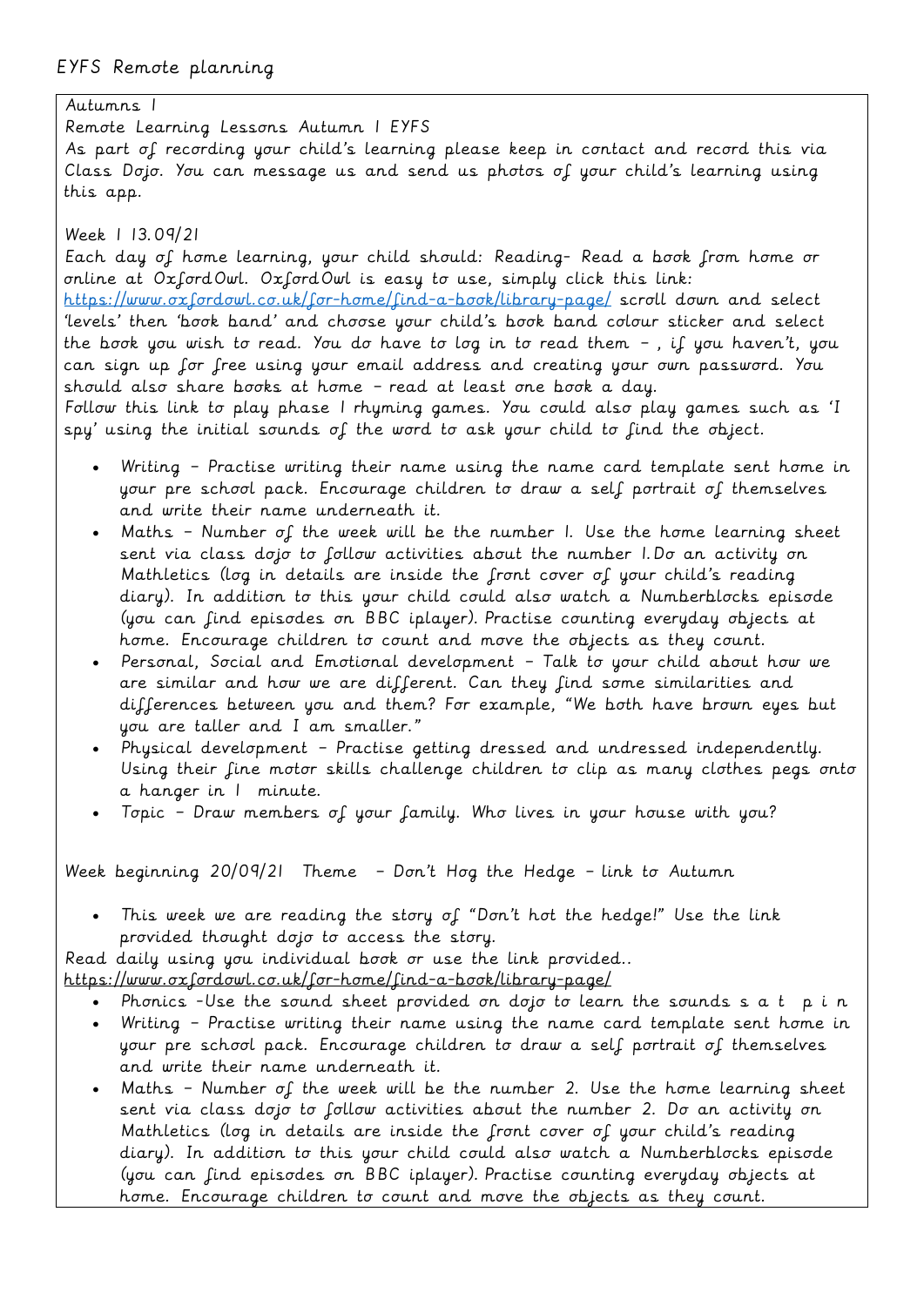EYFS Remote planning

Autumns 1

Remote Learning Lessons Autumn 1 EYFS

As part of recording your child's learning please keep in contact and record this via Class Dojo. You can message us and send us photos of your child's learning using this app.

Week 1 13.09/21

Each day of home learning, your child should: Reading- Read a book from home or online at OxfordOwl. OxfordOwl is easy to use, simply click this link: https://www.oxfordowl.co.uk/for-home/find-a-book/library-page/ scroll down and select 'levels' then 'book band' and choose your child's book band colour sticker and select the book you wish to read. You do have to log in to read them – , if you haven't, you can sign up for free using your email address and creating your own password. You should also share books at home – read at least one book a day.

Follow this link to play phase 1 rhyming games. You could also play games such as 'I spy' using the initial sounds of the word to ask your child to find the object.

- Writing – Practise writing their name using the name card template sent home in your pre school pack. Encourage children to draw a self portrait of themselves and write their name underneath it.
- Maths – Number of the week will be the number 1. Use the home learning sheet sent via class dojo to follow activities about the number 1. Do an activity on Mathletics (log in details are inside the front cover of your child's reading diary). In addition to this your child could also watch a Numberblocks episode (you can find episodes on BBC iplayer). Practise counting everyday objects at home. Encourage children to count and move the objects as they count.
- Personal, Social and Emotional development – Talk to your child about how we are similar and how we are different. Can they find some similarities and differences between you and them? For example, "We both have brown eyes but you are taller and I am smaller."
- Physical development – Practise getting dressed and undressed independently. Using their fine motor skills challenge children to clip as many clothes pegs onto a hanger in 1 minute.
- Topic – Draw members of your family. Who lives in your house with you?

Week beginning 20/09/21 Theme – Don't Hog the Hedge – link to Autumn

- This week we are reading the story of "Don't hot the hedge!" Use the link provided thought dojo to access the story.

Read daily using you individual book or use the link provided..
https://www.oxfordowl.co.uk/for-home/find-a-book/library-page/

- Phonics -Use the sound sheet provided on dojo to learn the sounds s a t p i n
- Writing – Practise writing their name using the name card template sent home in your pre school pack. Encourage children to draw a self portrait of themselves and write their name underneath it.
- Maths – Number of the week will be the number 2. Use the home learning sheet sent via class dojo to follow activities about the number 2. Do an activity on Mathletics (log in details are inside the front cover of your child's reading diary). In addition to this your child could also watch a Numberblocks episode (you can find episodes on BBC iplayer). Practise counting everyday objects at home. Encourage children to count and move the objects as they count.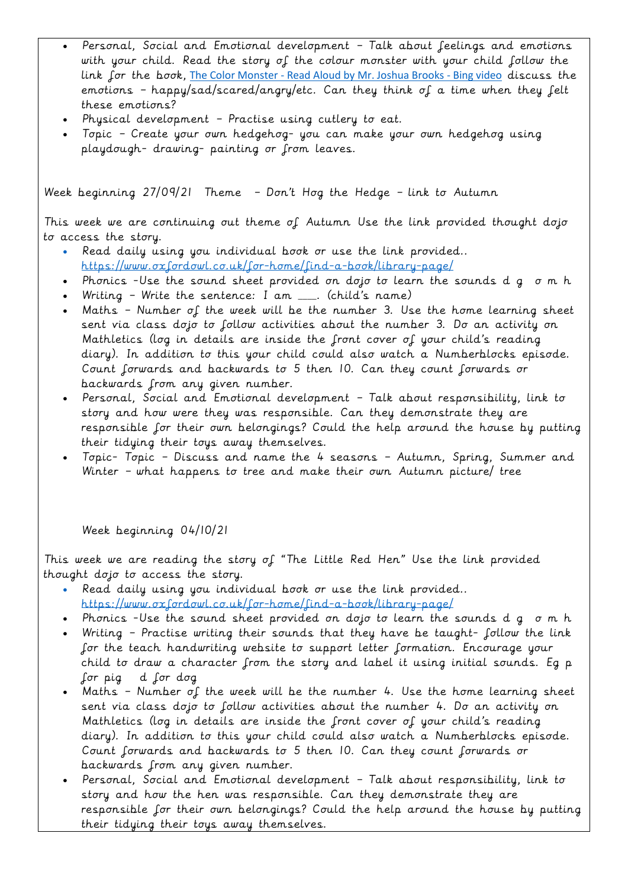- Personal, Social and Emotional development – Talk about feelings and emotions with your child. Read the story of the colour monster with your child follow the link for the book, [The Color Monster - Read Aloud by Mr. Joshua Brooks - Bing video] discuss the emotions – happy/sad/scared/angry/etc. Can they think of a time when they felt these emotions?
- Physical development – Practise using cutlery to eat.
- Topic – Create your own hedgehog- you can make your own hedgehog using playdough- drawing- painting or from leaves.

Week beginning 27/09/21 Theme – Don't Hog the Hedge – link to Autumn

This week we are continuing out theme of Autumn Use the link provided thought dojo to access the story.

- Read daily using you individual book or use the link provided.. https://www.oxfordowl.co.uk/for-home/find-a-book/library-page/
- Phonics -Use the sound sheet provided on dojo to learn the sounds d g o m h
- Writing – Write the sentence: I am ___. (child's name)
- Maths – Number of the week will be the number 3. Use the home learning sheet sent via class dojo to follow activities about the number 3. Do an activity on Mathletics (log in details are inside the front cover of your child's reading diary). In addition to this your child could also watch a Numberblocks episode. Count forwards and backwards to 5 then 10. Can they count forwards or backwards from any given number.
- Personal, Social and Emotional development – Talk about responsibility, link to story and how were they was responsible. Can they demonstrate they are responsible for their own belongings? Could the help around the house by putting their tidying their toys away themselves.
- Topic- Topic – Discuss and name the 4 seasons – Autumn, Spring, Summer and Winter – what happens to tree and make their own Autumn picture/ tree

Week beginning 04/10/21

This week we are reading the story of "The Little Red Hen" Use the link provided thought dojo to access the story.

- Read daily using you individual book or use the link provided.. https://www.oxfordowl.co.uk/for-home/find-a-book/library-page/
- Phonics -Use the sound sheet provided on dojo to learn the sounds d g o m h
- Writing – Practise writing their sounds that they have be taught- follow the link for the teach handwriting website to support letter formation. Encourage your child to draw a character from the story and label it using initial sounds. Eg p for pig d for dog
- Maths – Number of the week will be the number 4. Use the home learning sheet sent via class dojo to follow activities about the number 4. Do an activity on Mathletics (log in details are inside the front cover of your child's reading diary). In addition to this your child could also watch a Numberblocks episode. Count forwards and backwards to 5 then 10. Can they count forwards or backwards from any given number.
- Personal, Social and Emotional development – Talk about responsibility, link to story and how the hen was responsible. Can they demonstrate they are responsible for their own belongings? Could the help around the house by putting their tidying their toys away themselves.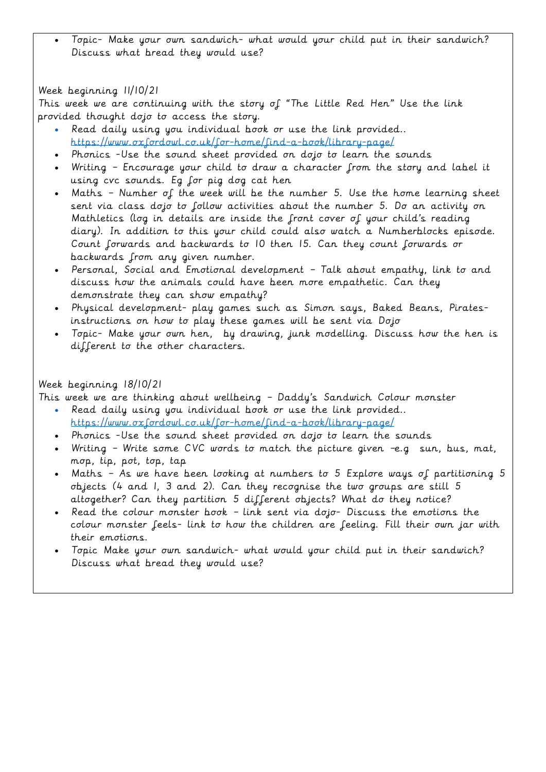- Topic- Make your own sandwich- what would your child put in their sandwich? Discuss what bread they would use?

Week beginning 11/10/21

This week we are continuing with the story of "The Little Red Hen" Use the link provided thought dojo to access the story.

- Read daily using you individual book or use the link provided.. https://www.oxfordowl.co.uk/for-home/find-a-book/library-page/
- Phonics -Use the sound sheet provided on dojo to learn the sounds
- Writing – Encourage your child to draw a character from the story and label it using cvc sounds. Eg for pig dog cat hen
- Maths – Number of the week will be the number 5. Use the home learning sheet sent via class dojo to follow activities about the number 5. Do an activity on Mathletics (log in details are inside the front cover of your child's reading diary). In addition to this your child could also watch a Numberblocks episode. Count forwards and backwards to 10 then 15. Can they count forwards or backwards from any given number.
- Personal, Social and Emotional development – Talk about empathy, link to and discuss how the animals could have been more empathetic. Can they demonstrate they can show empathy?
- Physical development- play games such as Simon says, Baked Beans, Pirates- instructions on how to play these games will be sent via Dojo
- Topic- Make your own hen, by drawing, junk modelling. Discuss how the hen is different to the other characters.

Week beginning 18/10/21

This week we are thinking about wellbeing – Daddy's Sandwich Colour monster

- Read daily using you individual book or use the link provided.. https://www.oxfordowl.co.uk/for-home/find-a-book/library-page/
- Phonics -Use the sound sheet provided on dojo to learn the sounds
- Writing – Write some CVC words to match the picture given –e.g sun, bus, mat, mop, tip, pot, top, tap
- Maths – As we have been looking at numbers to 5 Explore ways of partitioning 5 objects (4 and 1, 3 and 2). Can they recognise the two groups are still 5 altogether? Can they partition 5 different objects? What do they notice?
- Read the colour monster book – link sent via dojo- Discuss the emotions the colour monster feels- link to how the children are feeling. Fill their own jar with their emotions.
- Topic Make your own sandwich- what would your child put in their sandwich? Discuss what bread they would use?